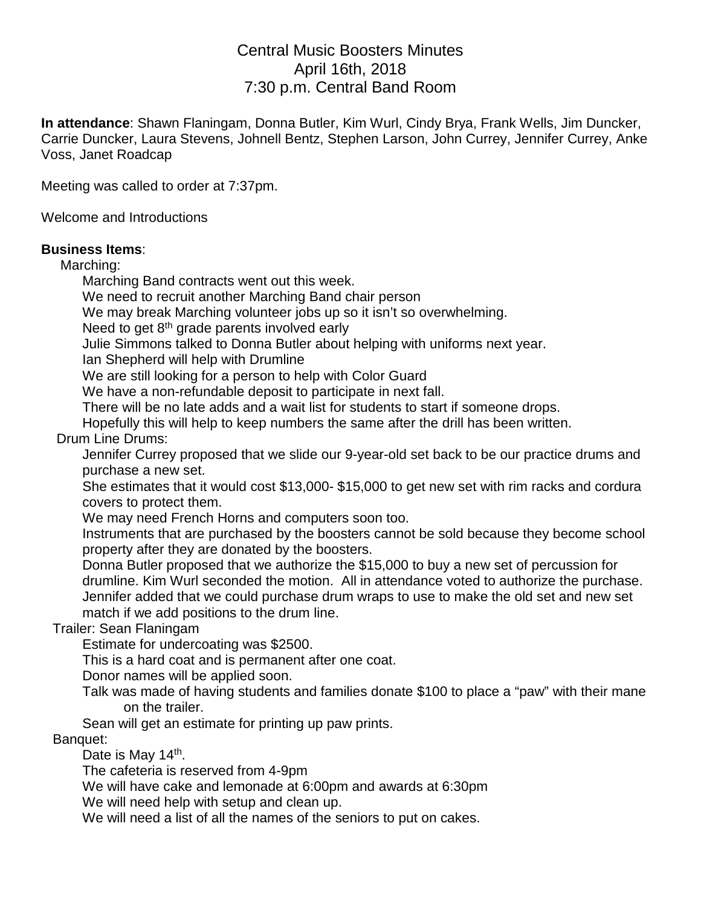# Central Music Boosters Minutes
## April 16th, 2018
## 7:30 p.m. Central Band Room

**In attendance**: Shawn Flaningam, Donna Butler, Kim Wurl, Cindy Brya, Frank Wells, Jim Duncker, Carrie Duncker, Laura Stevens, Johnell Bentz, Stephen Larson, John Currey, Jennifer Currey, Anke Voss, Janet Roadcap

Meeting was called to order at 7:37pm.

Welcome and Introductions

**Business Items**:

Marching:

- Marching Band contracts went out this week.
- We need to recruit another Marching Band chair person
- We may break Marching volunteer jobs up so it isn't so overwhelming.
- Need to get 8th grade parents involved early
- Julie Simmons talked to Donna Butler about helping with uniforms next year.
- Ian Shepherd will help with Drumline
- We are still looking for a person to help with Color Guard
- We have a non-refundable deposit to participate in next fall.
- There will be no late adds and a wait list for students to start if someone drops.
- Hopefully this will help to keep numbers the same after the drill has been written.

Drum Line Drums:

- Jennifer Currey proposed that we slide our 9-year-old set back to be our practice drums and purchase a new set.
- She estimates that it would cost $13,000- $15,000 to get new set with rim racks and cordura covers to protect them.
- We may need French Horns and computers soon too.
- Instruments that are purchased by the boosters cannot be sold because they become school property after they are donated by the boosters.
- Donna Butler proposed that we authorize the $15,000 to buy a new set of percussion for drumline. Kim Wurl seconded the motion. All in attendance voted to authorize the purchase.
- Jennifer added that we could purchase drum wraps to use to make the old set and new set match if we add positions to the drum line.

Trailer: Sean Flaningam

- Estimate for undercoating was $2500.
- This is a hard coat and is permanent after one coat.
- Donor names will be applied soon.
- Talk was made of having students and families donate $100 to place a "paw" with their mane on the trailer.
- Sean will get an estimate for printing up paw prints.

Banquet:

- Date is May 14th.
- The cafeteria is reserved from 4-9pm
- We will have cake and lemonade at 6:00pm and awards at 6:30pm
- We will need help with setup and clean up.
- We will need a list of all the names of the seniors to put on cakes.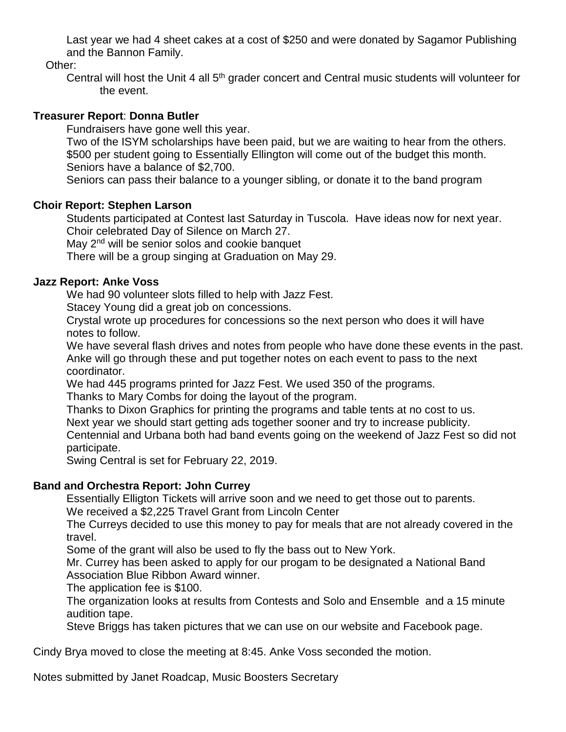Last year we had 4 sheet cakes at a cost of $250 and were donated by Sagamor Publishing and the Bannon Family.

Other:

Central will host the Unit 4 all 5th grader concert and Central music students will volunteer for the event.

**Treasurer Report**: **Donna Butler**

Fundraisers have gone well this year.
Two of the ISYM scholarships have been paid, but we are waiting to hear from the others.
$500 per student going to Essentially Ellington will come out of the budget this month.
Seniors have a balance of $2,700.
Seniors can pass their balance to a younger sibling, or donate it to the band program

**Choir Report: Stephen Larson**

Students participated at Contest last Saturday in Tuscola. Have ideas now for next year.
Choir celebrated Day of Silence on March 27.
May 2nd will be senior solos and cookie banquet
There will be a group singing at Graduation on May 29.

**Jazz Report: Anke Voss**

We had 90 volunteer slots filled to help with Jazz Fest.
Stacey Young did a great job on concessions.
Crystal wrote up procedures for concessions so the next person who does it will have notes to follow.
We have several flash drives and notes from people who have done these events in the past.
Anke will go through these and put together notes on each event to pass to the next coordinator.
We had 445 programs printed for Jazz Fest. We used 350 of the programs.
Thanks to Mary Combs for doing the layout of the program.
Thanks to Dixon Graphics for printing the programs and table tents at no cost to us.
Next year we should start getting ads together sooner and try to increase publicity.
Centennial and Urbana both had band events going on the weekend of Jazz Fest so did not participate.
Swing Central is set for February 22, 2019.

**Band and Orchestra Report: John Currey**

Essentially Elligton Tickets will arrive soon and we need to get those out to parents.
We received a $2,225 Travel Grant from Lincoln Center
The Curreys decided to use this money to pay for meals that are not already covered in the travel.
Some of the grant will also be used to fly the bass out to New York.
Mr. Currey has been asked to apply for our progam to be designated a National Band Association Blue Ribbon Award winner.
The application fee is $100.
The organization looks at results from Contests and Solo and Ensemble and a 15 minute audition tape.
Steve Briggs has taken pictures that we can use on our website and Facebook page.

Cindy Brya moved to close the meeting at 8:45. Anke Voss seconded the motion.

Notes submitted by Janet Roadcap, Music Boosters Secretary